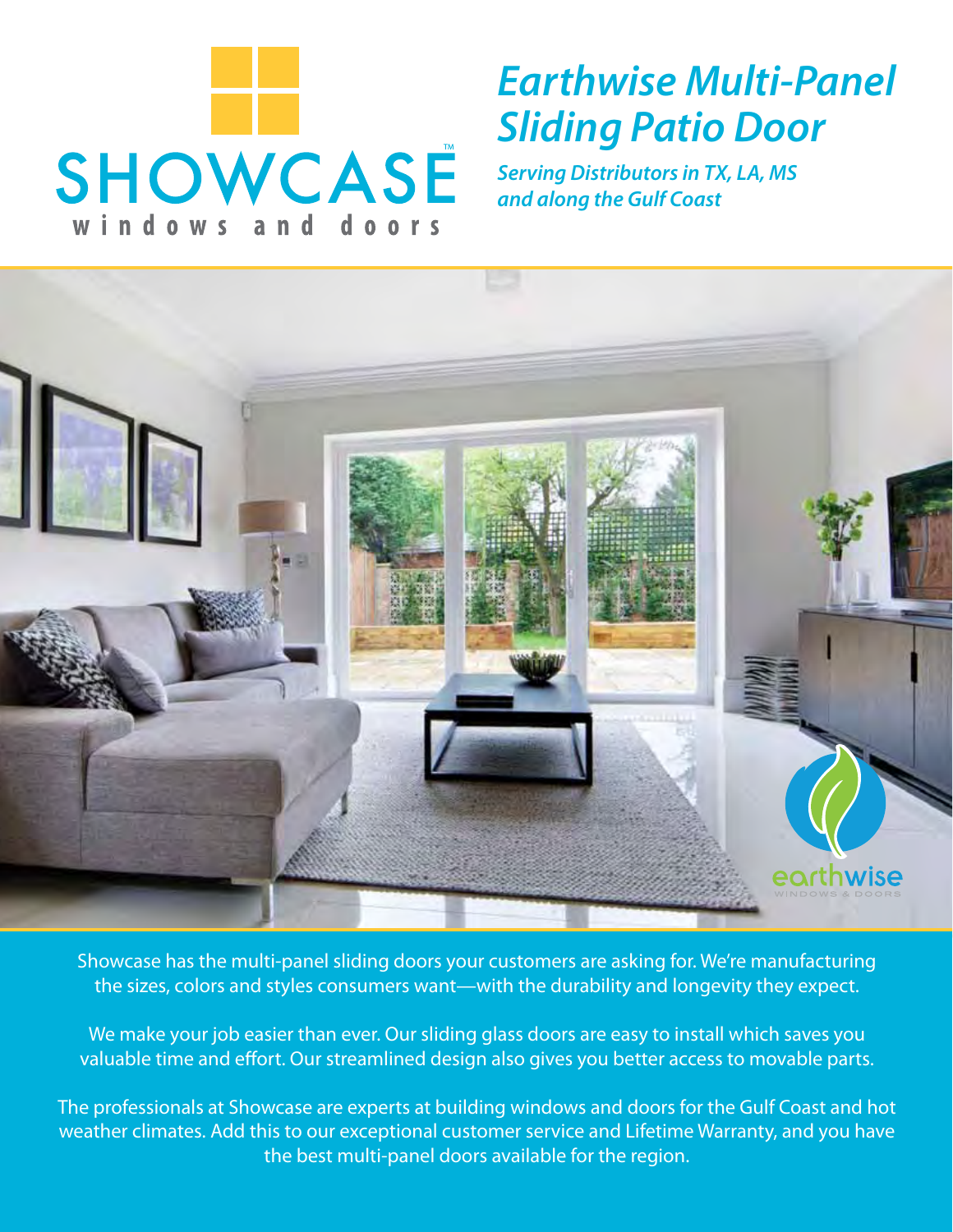SHOWCASE™
windows and doors

# *Earthwise Multi-Panel Sliding Patio Door*

***Serving Distributors in TX, LA, MS and along the Gulf Coast***

earthwise
WINDOWS & DOORS

Showcase has the multi-panel sliding doors your customers are asking for. We're manufacturing the sizes, colors and styles consumers want—with the durability and longevity they expect.

We make your job easier than ever. Our sliding glass doors are easy to install which saves you valuable time and effort. Our streamlined design also gives you better access to movable parts.

The professionals at Showcase are experts at building windows and doors for the Gulf Coast and hot weather climates. Add this to our exceptional customer service and Lifetime Warranty, and you have the best multi-panel doors available for the region.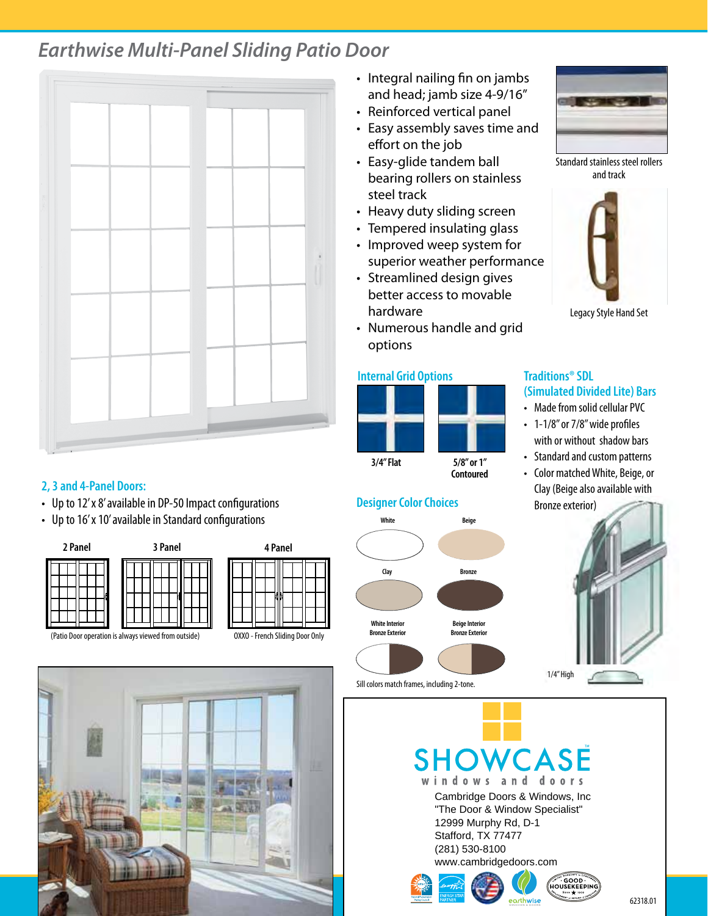# Earthwise Multi-Panel Sliding Patio Door

- Integral nailing fin on jambs and head; jamb size 4-9/16"
- Reinforced vertical panel
- Easy assembly saves time and effort on the job
- Easy-glide tandem ball bearing rollers on stainless steel track
- Heavy duty sliding screen
- Tempered insulating glass
- Improved weep system for superior weather performance
- Streamlined design gives better access to movable hardware
- Numerous handle and grid options

Standard stainless steel rollers and track

Legacy Style Hand Set

## 2, 3 and 4-Panel Doors:

- Up to 12' x 8' available in DP-50 Impact configurations
- Up to 16' x 10' available in Standard configurations

2 Panel

3 Panel

4 Panel

(Patio Door operation is always viewed from outside)

OXXO - French Sliding Door Only

## Internal Grid Options

3/4" Flat

5/8" or 1" Contoured

## Designer Color Choices

White

Beige

Clay

Bronze

White Interior Bronze Exterior

Beige Interior Bronze Exterior

Sill colors match frames, including 2-tone.

## Traditions® SDL (Simulated Divided Lite) Bars

- Made from solid cellular PVC
- 1-1/8" or 7/8" wide profiles with or without shadow bars
- Standard and custom patterns
- Color matched White, Beige, or Clay (Beige also available with Bronze exterior)

1/4" High

SHOWCASE™
windows and doors

Cambridge Doors & Windows, Inc
"The Door & Window Specialist"
12999 Murphy Rd, D-1
Stafford, TX 77477
(281) 530-8100
www.cambridgedoors.com

62318.01